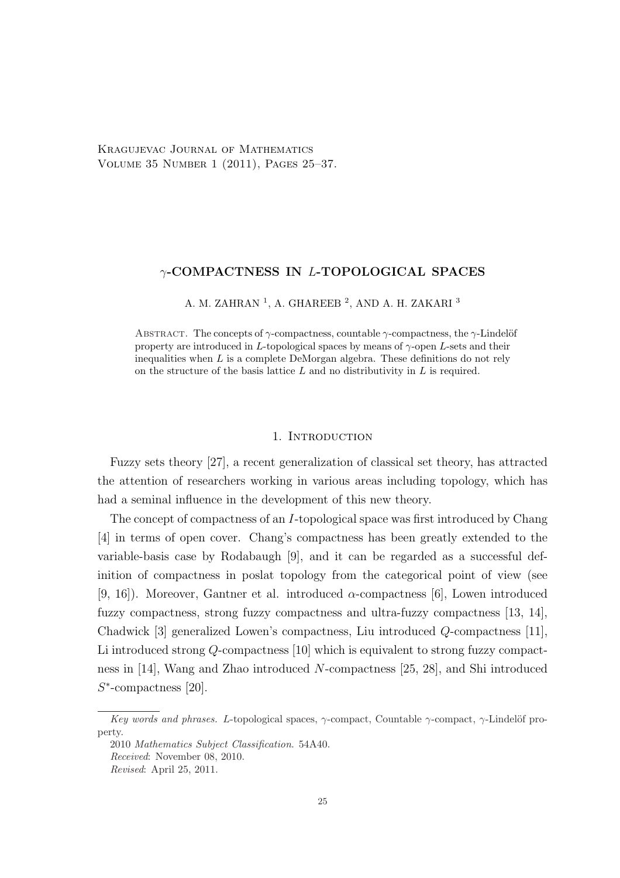# $\gamma$-COMPACTNESS IN $L$-TOPOLOGICAL SPACES

A. M. ZAHRAN [1], A. GHAREEB [2], AND A. H. ZAKARI [3]

ABSTRACT. The concepts of $\gamma$-compactness, countable $\gamma$-compactness, the $\gamma$-Lindelöf property are introduced in $L$-topological spaces by means of $\gamma$-open $L$-sets and their inequalities when $L$ is a complete DeMorgan algebra. These definitions do not rely on the structure of the basis lattice $L$ and no distributivity in $L$ is required.

## 1. INTRODUCTION

Fuzzy sets theory [27], a recent generalization of classical set theory, has attracted the attention of researchers working in various areas including topology, which has had a seminal influence in the development of this new theory.

The concept of compactness of an $I$-topological space was first introduced by Chang [4] in terms of open cover. Chang's compactness has been greatly extended to the variable-basis case by Rodabaugh [9], and it can be regarded as a successful definition of compactness in poslat topology from the categorical point of view (see [9, 16]). Moreover, Gantner et al. introduced $\alpha$-compactness [6], Lowen introduced fuzzy compactness, strong fuzzy compactness and ultra-fuzzy compactness [13, 14], Chadwick [3] generalized Lowen's compactness, Liu introduced $Q$-compactness [11], Li introduced strong $Q$-compactness [10] which is equivalent to strong fuzzy compactness in [14], Wang and Zhao introduced $N$-compactness [25, 28], and Shi introduced $S^*$-compactness [20].

---

*Key words and phrases.* $L$-topological spaces, $\gamma$-compact, Countable $\gamma$-compact, $\gamma$-Lindelöf property.

2010 *Mathematics Subject Classification*. 54A40.

*Received*: November 08, 2010.

*Revised*: April 25, 2011.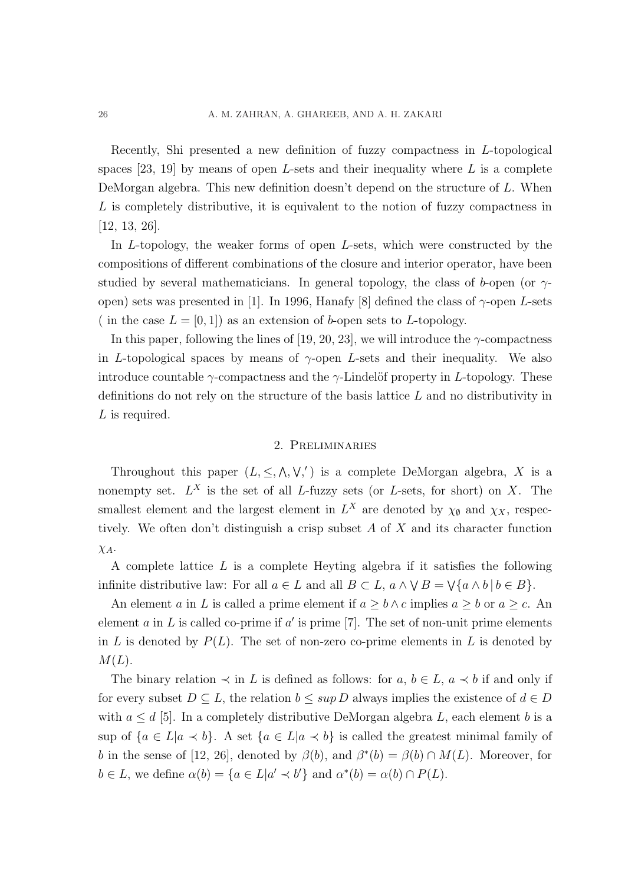Recently, Shi presented a new definition of fuzzy compactness in $L$-topological spaces [23, 19] by means of open $L$-sets and their inequality where $L$ is a complete DeMorgan algebra. This new definition doesn't depend on the structure of $L$. When $L$ is completely distributive, it is equivalent to the notion of fuzzy compactness in [12, 13, 26].

In $L$-topology, the weaker forms of open $L$-sets, which were constructed by the compositions of different combinations of the closure and interior operator, have been studied by several mathematicians. In general topology, the class of $b$-open (or $\gamma$-open) sets was presented in [1]. In 1996, Hanafy [8] defined the class of $\gamma$-open $L$-sets ( in the case $L = [0, 1]$) as an extension of $b$-open sets to $L$-topology.

In this paper, following the lines of [19, 20, 23], we will introduce the $\gamma$-compactness in $L$-topological spaces by means of $\gamma$-open $L$-sets and their inequality. We also introduce countable $\gamma$-compactness and the $\gamma$-Lindelöf property in $L$-topology. These definitions do not rely on the structure of the basis lattice $L$ and no distributivity in $L$ is required.

## 2. Preliminaries

Throughout this paper $(L, \leq, \bigwedge, \bigvee, ')$ is a complete DeMorgan algebra, $X$ is a nonempty set. $L^X$ is the set of all $L$-fuzzy sets (or $L$-sets, for short) on $X$. The smallest element and the largest element in $L^X$ are denoted by $\chi_\emptyset$ and $\chi_X$, respectively. We often don't distinguish a crisp subset $A$ of $X$ and its character function $\chi_A$.

A complete lattice $L$ is a complete Heyting algebra if it satisfies the following infinite distributive law: For all $a \in L$ and all $B \subset L$, $a \wedge \bigvee B = \bigvee\{a \wedge b \,|\, b \in B\}$.

An element $a$ in $L$ is called a prime element if $a \geq b \wedge c$ implies $a \geq b$ or $a \geq c$. An element $a$ in $L$ is called co-prime if $a'$ is prime [7]. The set of non-unit prime elements in $L$ is denoted by $P(L)$. The set of non-zero co-prime elements in $L$ is denoted by $M(L)$.

The binary relation $\prec$ in $L$ is defined as follows: for $a, b \in L$, $a \prec b$ if and only if for every subset $D \subseteq L$, the relation $b \leq sup\, D$ always implies the existence of $d \in D$ with $a \leq d$ [5]. In a completely distributive DeMorgan algebra $L$, each element $b$ is a sup of $\{a \in L | a \prec b\}$. A set $\{a \in L | a \prec b\}$ is called the greatest minimal family of $b$ in the sense of [12, 26], denoted by $\beta(b)$, and $\beta^*(b) = \beta(b) \cap M(L)$. Moreover, for $b \in L$, we define $\alpha(b) = \{a \in L | a' \prec b'\}$ and $\alpha^*(b) = \alpha(b) \cap P(L)$.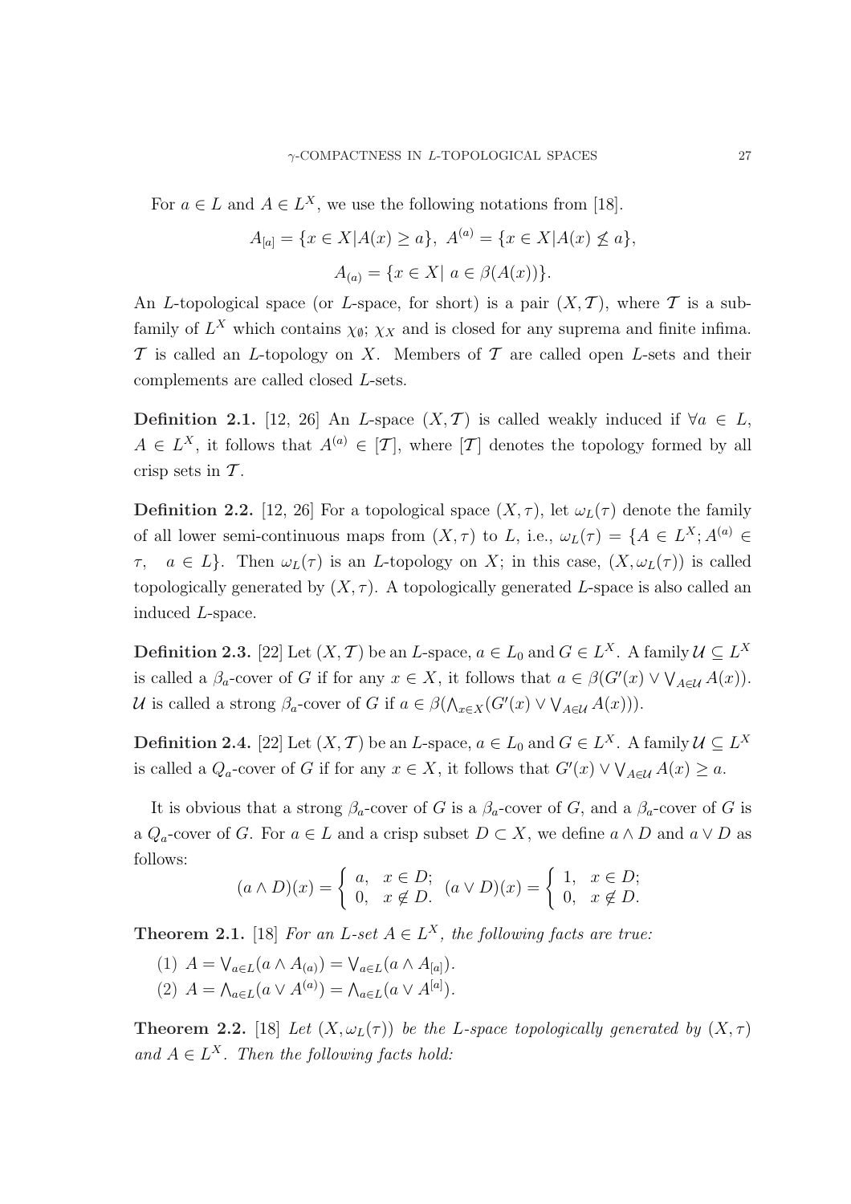For $a \in L$ and $A \in L^X$, we use the following notations from [18].

$$A_{[a]} = \{x \in X | A(x) \geq a\},\ A^{(a)} = \{x \in X | A(x) \not\leq a\},$$

$$A_{(a)} = \{x \in X |\ a \in \beta(A(x))\}.$$

An $L$-topological space (or $L$-space, for short) is a pair $(X, \mathcal{T})$, where $\mathcal{T}$ is a subfamily of $L^X$ which contains $\chi_\emptyset$; $\chi_X$ and is closed for any suprema and finite infima. $\mathcal{T}$ is called an $L$-topology on $X$. Members of $\mathcal{T}$ are called open $L$-sets and their complements are called closed $L$-sets.

**Definition 2.1.** [12, 26] An $L$-space $(X, \mathcal{T})$ is called weakly induced if $\forall a \in L$, $A \in L^X$, it follows that $A^{(a)} \in [\mathcal{T}]$, where $[\mathcal{T}]$ denotes the topology formed by all crisp sets in $\mathcal{T}$.

**Definition 2.2.** [12, 26] For a topological space $(X, \tau)$, let $\omega_L(\tau)$ denote the family of all lower semi-continuous maps from $(X, \tau)$ to $L$, i.e., $\omega_L(\tau) = \{A \in L^X; A^{(a)} \in \tau, \quad a \in L\}$. Then $\omega_L(\tau)$ is an $L$-topology on $X$; in this case, $(X, \omega_L(\tau))$ is called topologically generated by $(X, \tau)$. A topologically generated $L$-space is also called an induced $L$-space.

**Definition 2.3.** [22] Let $(X, \mathcal{T})$ be an $L$-space, $a \in L_0$ and $G \in L^X$. A family $\mathcal{U} \subseteq L^X$ is called a $\beta_a$-cover of $G$ if for any $x \in X$, it follows that $a \in \beta(G'(x) \vee \bigvee_{A \in \mathcal{U}} A(x))$. $\mathcal{U}$ is called a strong $\beta_a$-cover of $G$ if $a \in \beta(\bigwedge_{x \in X}(G'(x) \vee \bigvee_{A \in \mathcal{U}} A(x)))$.

**Definition 2.4.** [22] Let $(X, \mathcal{T})$ be an $L$-space, $a \in L_0$ and $G \in L^X$. A family $\mathcal{U} \subseteq L^X$ is called a $Q_a$-cover of $G$ if for any $x \in X$, it follows that $G'(x) \vee \bigvee_{A \in \mathcal{U}} A(x) \geq a$.

It is obvious that a strong $\beta_a$-cover of $G$ is a $\beta_a$-cover of $G$, and a $\beta_a$-cover of $G$ is a $Q_a$-cover of $G$. For $a \in L$ and a crisp subset $D \subset X$, we define $a \wedge D$ and $a \vee D$ as follows:

$$(a \wedge D)(x) = \begin{cases} a, & x \in D; \\ 0, & x \notin D. \end{cases} \quad (a \vee D)(x) = \begin{cases} 1, & x \in D; \\ 0, & x \notin D. \end{cases}$$

**Theorem 2.1.** [18] *For an $L$-set $A \in L^X$, the following facts are true:*

(1) $A = \bigvee_{a \in L}(a \wedge A_{(a)}) = \bigvee_{a \in L}(a \wedge A_{[a]})$.

(2) $A = \bigwedge_{a \in L}(a \vee A^{(a)}) = \bigwedge_{a \in L}(a \vee A^{[a]})$.

**Theorem 2.2.** [18] *Let $(X, \omega_L(\tau))$ be the $L$-space topologically generated by $(X, \tau)$ and $A \in L^X$. Then the following facts hold:*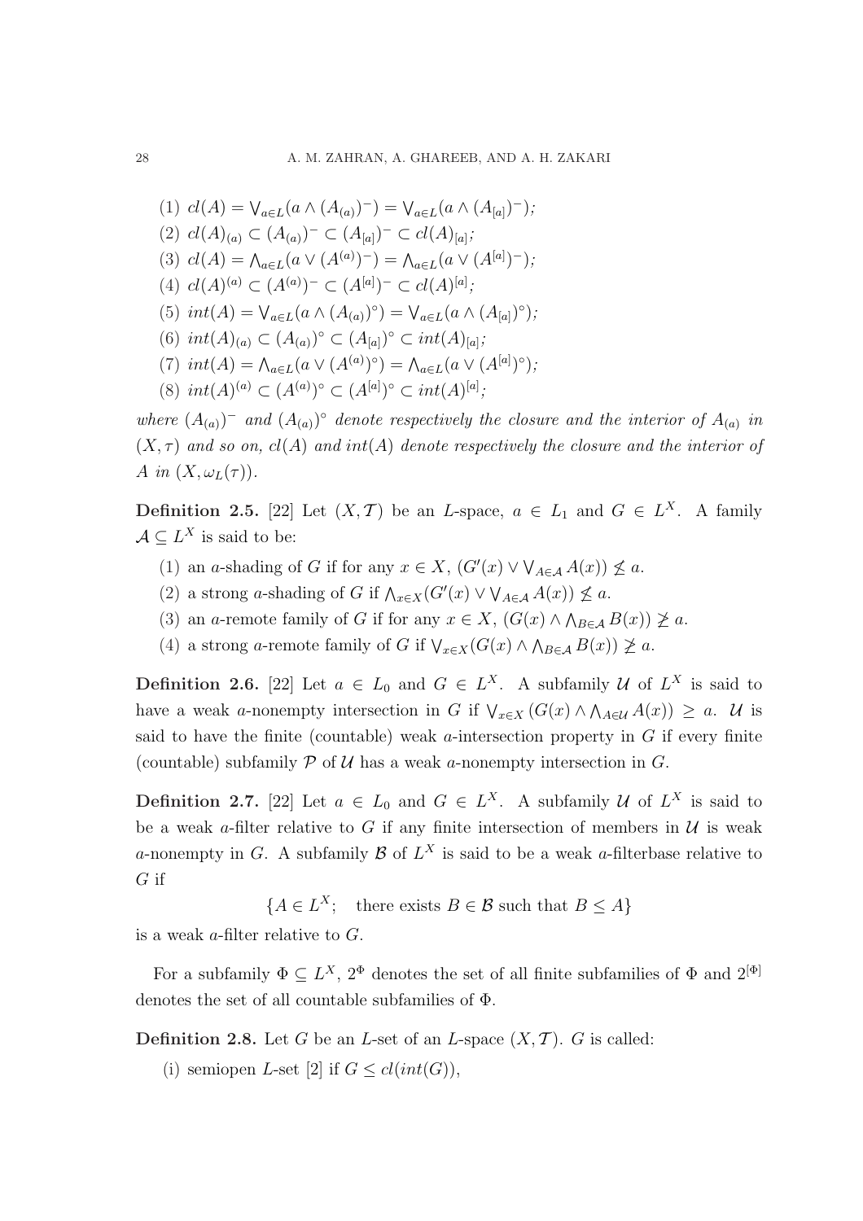(1) $cl(A) = \bigvee_{a\in L}(a \wedge (A_{(a)})^-) = \bigvee_{a\in L}(a \wedge (A_{[a]})^-)$;

(2) $cl(A)_{(a)} \subset (A_{(a)})^- \subset (A_{[a]})^- \subset cl(A)_{[a]}$;

(3) $cl(A) = \bigwedge_{a\in L}(a \vee (A^{(a)})^-) = \bigwedge_{a\in L}(a \vee (A^{[a]})^-)$;

(4) $cl(A)^{(a)} \subset (A^{(a)})^- \subset (A^{[a]})^- \subset cl(A)^{[a]}$;

(5) $int(A) = \bigvee_{a\in L}(a \wedge (A_{(a)})^\circ) = \bigvee_{a\in L}(a \wedge (A_{[a]})^\circ)$;

(6) $int(A)_{(a)} \subset (A_{(a)})^\circ \subset (A_{[a]})^\circ \subset int(A)_{[a]}$;

(7) $int(A) = \bigwedge_{a\in L}(a \vee (A^{(a)})^\circ) = \bigwedge_{a\in L}(a \vee (A^{[a]})^\circ)$;

(8) $int(A)^{(a)} \subset (A^{(a)})^\circ \subset (A^{[a]})^\circ \subset int(A)^{[a]}$;

*where $(A_{(a)})^-$ and $(A_{(a)})^\circ$ denote respectively the closure and the interior of $A_{(a)}$ in $(X,\tau)$ and so on, $cl(A)$ and $int(A)$ denote respectively the closure and the interior of $A$ in $(X, \omega_L(\tau))$.*

**Definition 2.5.** [22] Let $(X, \mathcal{T})$ be an $L$-space, $a \in L_1$ and $G \in L^X$. A family $\mathcal{A} \subseteq L^X$ is said to be:

(1) an $a$-shading of $G$ if for any $x \in X$, $(G'(x) \vee \bigvee_{A\in\mathcal{A}} A(x)) \nleq a$.

(2) a strong $a$-shading of $G$ if $\bigwedge_{x\in X}(G'(x) \vee \bigvee_{A\in\mathcal{A}} A(x)) \nleq a$.

(3) an $a$-remote family of $G$ if for any $x \in X$, $(G(x) \wedge \bigwedge_{B\in\mathcal{A}} B(x)) \ngeq a$.

(4) a strong $a$-remote family of $G$ if $\bigvee_{x\in X}(G(x) \wedge \bigwedge_{B\in\mathcal{A}} B(x)) \ngeq a$.

**Definition 2.6.** [22] Let $a \in L_0$ and $G \in L^X$. A subfamily $\mathcal{U}$ of $L^X$ is said to have a weak $a$-nonempty intersection in $G$ if $\bigvee_{x\in X}(G(x) \wedge \bigwedge_{A\in\mathcal{U}} A(x)) \geq a$. $\mathcal{U}$ is said to have the finite (countable) weak $a$-intersection property in $G$ if every finite (countable) subfamily $\mathcal{P}$ of $\mathcal{U}$ has a weak $a$-nonempty intersection in $G$.

**Definition 2.7.** [22] Let $a \in L_0$ and $G \in L^X$. A subfamily $\mathcal{U}$ of $L^X$ is said to be a weak $a$-filter relative to $G$ if any finite intersection of members in $\mathcal{U}$ is weak $a$-nonempty in $G$. A subfamily $\mathcal{B}$ of $L^X$ is said to be a weak $a$-filterbase relative to $G$ if

$$\{A \in L^X;\quad \text{there exists } B \in \mathcal{B} \text{ such that } B \leq A\}$$

is a weak $a$-filter relative to $G$.

For a subfamily $\Phi \subseteq L^X$, $2^{\Phi}$ denotes the set of all finite subfamilies of $\Phi$ and $2^{[\Phi]}$ denotes the set of all countable subfamilies of $\Phi$.

**Definition 2.8.** Let $G$ be an $L$-set of an $L$-space $(X, \mathcal{T})$. $G$ is called:

(i) semiopen $L$-set [2] if $G \leq cl(int(G))$,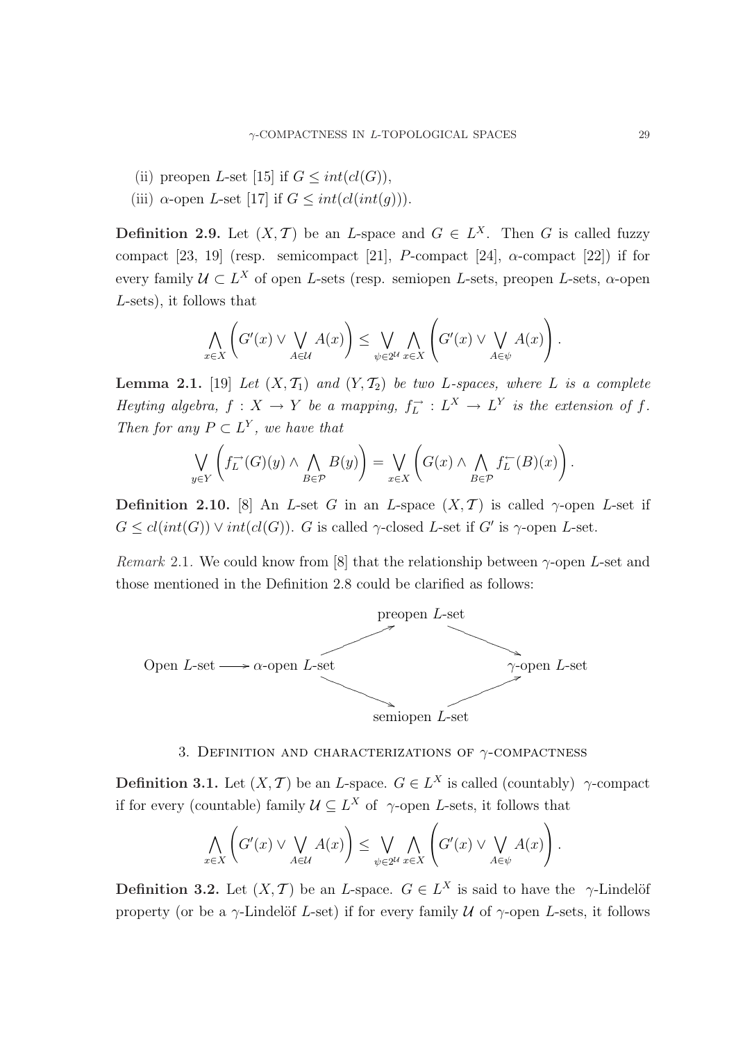(ii) preopen $L$-set [15] if $G \leq int(cl(G))$,

(iii) $\alpha$-open $L$-set [17] if $G \leq int(cl(int(g)))$.

**Definition 2.9.** Let $(X, \mathcal{T})$ be an $L$-space and $G \in L^X$. Then $G$ is called fuzzy compact [23, 19] (resp. semicompact [21], $P$-compact [24], $\alpha$-compact [22]) if for every family $\mathcal{U} \subset L^X$ of open $L$-sets (resp. semiopen $L$-sets, preopen $L$-sets, $\alpha$-open $L$-sets), it follows that

$$\bigwedge_{x \in X} \left( G'(x) \vee \bigvee_{A \in \mathcal{U}} A(x) \right) \leq \bigvee_{\psi \in 2^{\mathcal{U}}} \bigwedge_{x \in X} \left( G'(x) \vee \bigvee_{A \in \psi} A(x) \right).$$

**Lemma 2.1.** [19] *Let $(X, \mathcal{T}_1)$ and $(Y, \mathcal{T}_2)$ be two $L$-spaces, where $L$ is a complete Heyting algebra, $f : X \to Y$ be a mapping, $f_L^{\to} : L^X \to L^Y$ is the extension of $f$. Then for any $P \subset L^Y$, we have that*

$$\bigvee_{y \in Y} \left( f_L^{\to}(G)(y) \wedge \bigwedge_{B \in \mathcal{P}} B(y) \right) = \bigvee_{x \in X} \left( G(x) \wedge \bigwedge_{B \in \mathcal{P}} f_L^{\leftarrow}(B)(x) \right).$$

**Definition 2.10.** [8] An $L$-set $G$ in an $L$-space $(X, \mathcal{T})$ is called $\gamma$-open $L$-set if $G \leq cl(int(G)) \vee int(cl(G))$. $G$ is called $\gamma$-closed $L$-set if $G'$ is $\gamma$-open $L$-set.

*Remark* 2.1. We could know from [8] that the relationship between $\gamma$-open $L$-set and those mentioned in the Definition 2.8 could be clarified as follows:

Open $L$-set $\longrightarrow$ $\alpha$-open $L$-set $\longrightarrow$ preopen $L$-set $\longrightarrow$ $\gamma$-open $L$-set

$\alpha$-open $L$-set $\longrightarrow$ semiopen $L$-set $\longrightarrow$ $\gamma$-open $L$-set

## 3. Definition and characterizations of $\gamma$-compactness

**Definition 3.1.** Let $(X, \mathcal{T})$ be an $L$-space. $G \in L^X$ is called (countably) $\gamma$-compact if for every (countable) family $\mathcal{U} \subseteq L^X$ of $\gamma$-open $L$-sets, it follows that

$$\bigwedge_{x \in X} \left( G'(x) \vee \bigvee_{A \in \mathcal{U}} A(x) \right) \leq \bigvee_{\psi \in 2^{\mathcal{U}}} \bigwedge_{x \in X} \left( G'(x) \vee \bigvee_{A \in \psi} A(x) \right).$$

**Definition 3.2.** Let $(X, \mathcal{T})$ be an $L$-space. $G \in L^X$ is said to have the $\gamma$-Lindelöf property (or be a $\gamma$-Lindelöf $L$-set) if for every family $\mathcal{U}$ of $\gamma$-open $L$-sets, it follows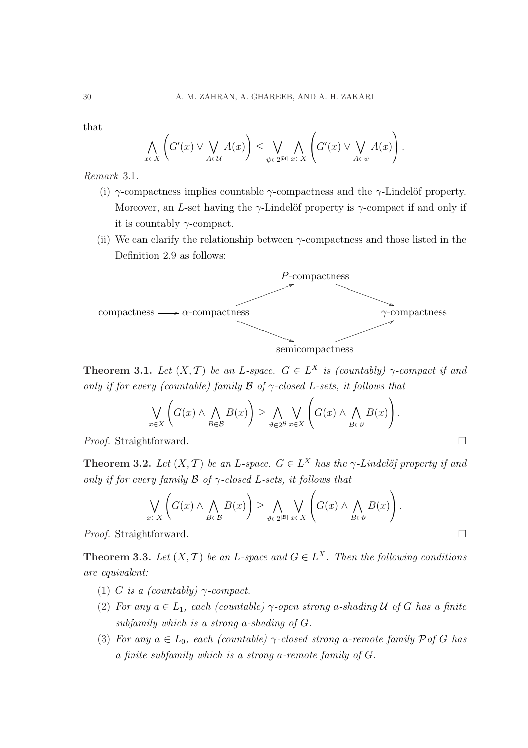that

$$\bigwedge_{x\in X}\left(G'(x)\vee\bigvee_{A\in\mathcal{U}}A(x)\right)\leq\bigvee_{\psi\in 2^{[\mathcal{U}]}}\bigwedge_{x\in X}\left(G'(x)\vee\bigvee_{A\in\psi}A(x)\right).$$

*Remark* 3.1.

(i) $\gamma$-compactness implies countable $\gamma$-compactness and the $\gamma$-Lindelöf property. Moreover, an $L$-set having the $\gamma$-Lindelöf property is $\gamma$-compact if and only if it is countably $\gamma$-compact.

(ii) We can clarify the relationship between $\gamma$-compactness and those listed in the Definition 2.9 as follows:

compactness $\longrightarrow$ $\alpha$-compactness $\longrightarrow$ $P$-compactness $\longrightarrow$ $\gamma$-compactness

$\alpha$-compactness $\longrightarrow$ semicompactness $\longrightarrow$ $\gamma$-compactness

**Theorem 3.1.** *Let $(X,\mathcal{T})$ be an $L$-space. $G\in L^X$ is (countably) $\gamma$-compact if and only if for every (countable) family $\mathcal{B}$ of $\gamma$-closed $L$-sets, it follows that*

$$\bigvee_{x\in X}\left(G(x)\wedge\bigwedge_{B\in\mathcal{B}}B(x)\right)\geq\bigwedge_{\vartheta\in 2^{\mathcal{B}}}\bigvee_{x\in X}\left(G(x)\wedge\bigwedge_{B\in\vartheta}B(x)\right).$$

*Proof.* Straightforward. □

**Theorem 3.2.** *Let $(X,\mathcal{T})$ be an $L$-space. $G\in L^X$ has the $\gamma$-Lindelöf property if and only if for every family $\mathcal{B}$ of $\gamma$-closed $L$-sets, it follows that*

$$\bigvee_{x\in X}\left(G(x)\wedge\bigwedge_{B\in\mathcal{B}}B(x)\right)\geq\bigwedge_{\vartheta\in 2^{[\mathcal{B}]}}\bigvee_{x\in X}\left(G(x)\wedge\bigwedge_{B\in\vartheta}B(x)\right).$$

*Proof.* Straightforward. □

**Theorem 3.3.** *Let $(X,\mathcal{T})$ be an $L$-space and $G\in L^X$. Then the following conditions are equivalent:*

(1) *$G$ is a (countably) $\gamma$-compact.*

(2) *For any $a\in L_1$, each (countable) $\gamma$-open strong $a$-shading $\mathcal{U}$ of $G$ has a finite subfamily which is a strong $a$-shading of $G$.*

(3) *For any $a\in L_0$, each (countable) $\gamma$-closed strong $a$-remote family $\mathcal{P}$ of $G$ has a finite subfamily which is a strong $a$-remote family of $G$.*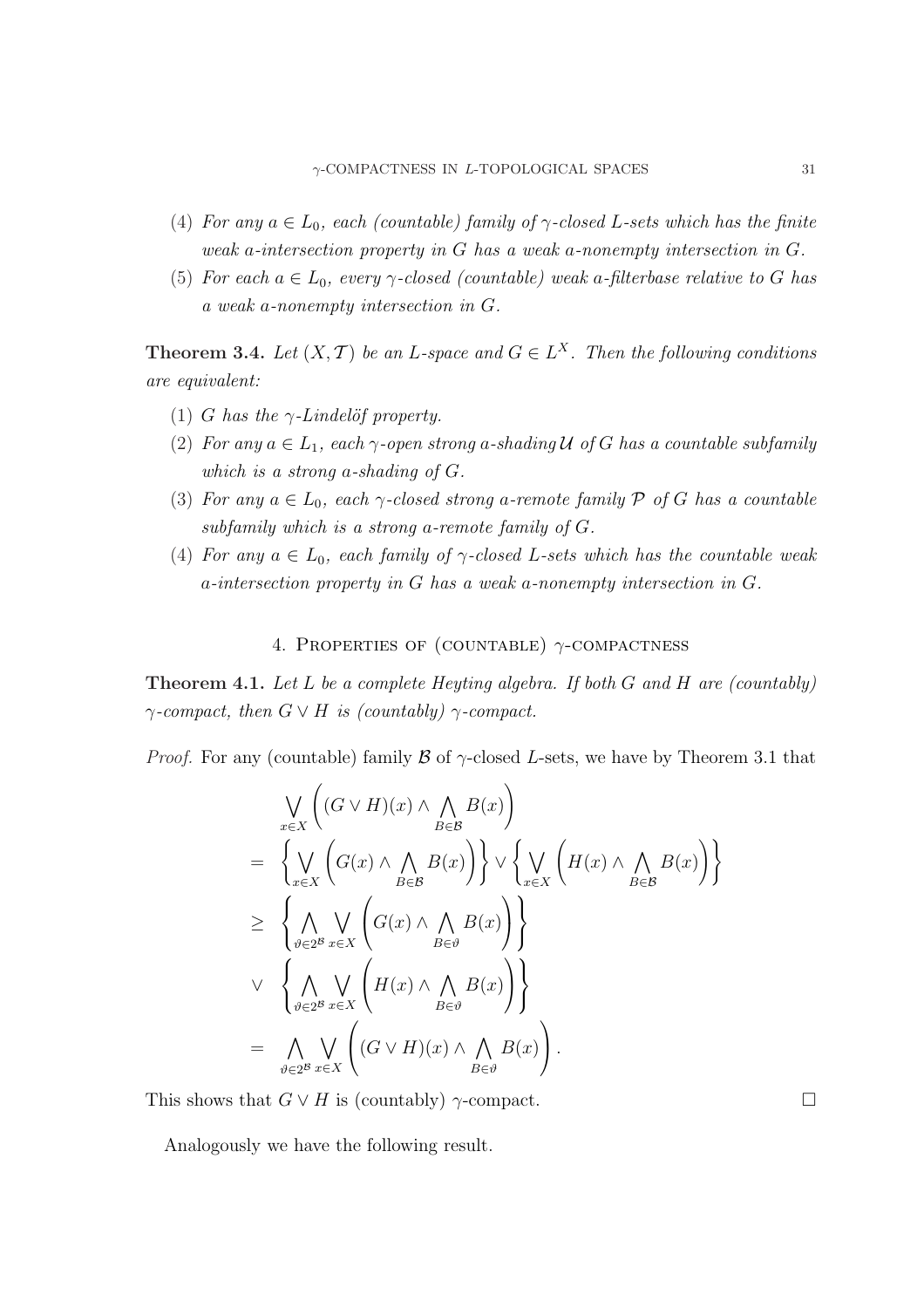(4) *For any $a \in L_0$, each (countable) family of $\gamma$-closed $L$-sets which has the finite weak $a$-intersection property in $G$ has a weak $a$-nonempty intersection in $G$.*

(5) *For each $a \in L_0$, every $\gamma$-closed (countable) weak $a$-filterbase relative to $G$ has a weak $a$-nonempty intersection in $G$.*

**Theorem 3.4.** *Let $(X, \mathcal{T})$ be an $L$-space and $G \in L^X$. Then the following conditions are equivalent:*

(1) *$G$ has the $\gamma$-Lindelöf property.*

(2) *For any $a \in L_1$, each $\gamma$-open strong $a$-shading $\mathcal{U}$ of $G$ has a countable subfamily which is a strong $a$-shading of $G$.*

(3) *For any $a \in L_0$, each $\gamma$-closed strong $a$-remote family $\mathcal{P}$ of $G$ has a countable subfamily which is a strong $a$-remote family of $G$.*

(4) *For any $a \in L_0$, each family of $\gamma$-closed $L$-sets which has the countable weak $a$-intersection property in $G$ has a weak $a$-nonempty intersection in $G$.*

## 4. Properties of (countable) $\gamma$-compactness

**Theorem 4.1.** *Let $L$ be a complete Heyting algebra. If both $G$ and $H$ are (countably) $\gamma$-compact, then $G \vee H$ is (countably) $\gamma$-compact.*

*Proof.* For any (countable) family $\mathcal{B}$ of $\gamma$-closed $L$-sets, we have by Theorem 3.1 that

$$
\begin{aligned}
& \bigvee_{x\in X}\left((G\vee H)(x)\wedge \bigwedge_{B\in\mathcal{B}} B(x)\right) \\
= & \left\{\bigvee_{x\in X}\left(G(x)\wedge \bigwedge_{B\in\mathcal{B}} B(x)\right)\right\}\vee\left\{\bigvee_{x\in X}\left(H(x)\wedge \bigwedge_{B\in\mathcal{B}} B(x)\right)\right\} \\
\geq & \left\{\bigwedge_{\vartheta\in 2^{\mathcal{B}}}\bigvee_{x\in X}\left(G(x)\wedge \bigwedge_{B\in\vartheta} B(x)\right)\right\} \\
\vee & \left\{\bigwedge_{\vartheta\in 2^{\mathcal{B}}}\bigvee_{x\in X}\left(H(x)\wedge \bigwedge_{B\in\vartheta} B(x)\right)\right\} \\
= & \bigwedge_{\vartheta\in 2^{\mathcal{B}}}\bigvee_{x\in X}\left((G\vee H)(x)\wedge \bigwedge_{B\in\vartheta} B(x)\right).
\end{aligned}
$$

This shows that $G \vee H$ is (countably) $\gamma$-compact. $\square$

Analogously we have the following result.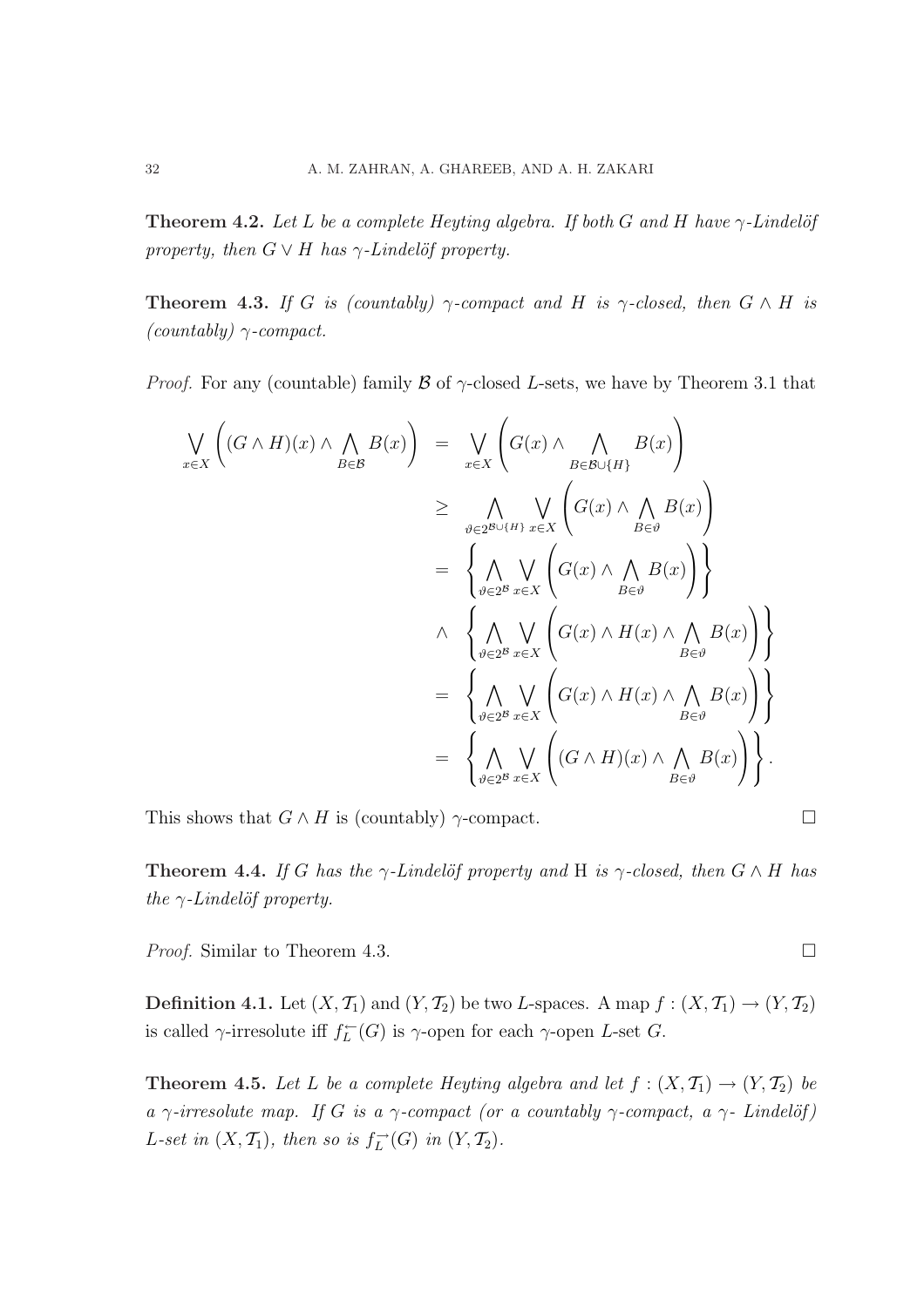**Theorem 4.2.** *Let $L$ be a complete Heyting algebra. If both $G$ and $H$ have $\gamma$-Lindelöf property, then $G \vee H$ has $\gamma$-Lindelöf property.*

**Theorem 4.3.** *If $G$ is (countably) $\gamma$-compact and $H$ is $\gamma$-closed, then $G \wedge H$ is (countably) $\gamma$-compact.*

*Proof.* For any (countable) family $\mathcal{B}$ of $\gamma$-closed $L$-sets, we have by Theorem 3.1 that

$$
\begin{aligned}
\bigvee_{x\in X}\left((G\wedge H)(x)\wedge \bigwedge_{B\in\mathcal{B}} B(x)\right) &= \bigvee_{x\in X}\left(G(x)\wedge \bigwedge_{B\in\mathcal{B}\cup\{H\}} B(x)\right)\\
&\geq \bigwedge_{\vartheta\in 2^{\mathcal{B}\cup\{H\}}}\bigvee_{x\in X}\left(G(x)\wedge \bigwedge_{B\in\vartheta} B(x)\right)\\
&= \left\{\bigwedge_{\vartheta\in 2^{\mathcal{B}}}\bigvee_{x\in X}\left(G(x)\wedge \bigwedge_{B\in\vartheta} B(x)\right)\right\}\\
&\wedge \left\{\bigwedge_{\vartheta\in 2^{\mathcal{B}}}\bigvee_{x\in X}\left(G(x)\wedge H(x)\wedge \bigwedge_{B\in\vartheta} B(x)\right)\right\}\\
&= \left\{\bigwedge_{\vartheta\in 2^{\mathcal{B}}}\bigvee_{x\in X}\left(G(x)\wedge H(x)\wedge \bigwedge_{B\in\vartheta} B(x)\right)\right\}\\
&= \left\{\bigwedge_{\vartheta\in 2^{\mathcal{B}}}\bigvee_{x\in X}\left((G\wedge H)(x)\wedge \bigwedge_{B\in\vartheta} B(x)\right)\right\}.
\end{aligned}
$$

This shows that $G \wedge H$ is (countably) $\gamma$-compact. $\square$

**Theorem 4.4.** *If $G$ has the $\gamma$-Lindelöf property and H is $\gamma$-closed, then $G \wedge H$ has the $\gamma$-Lindelöf property.*

*Proof.* Similar to Theorem 4.3. $\square$

**Definition 4.1.** Let $(X, \mathcal{T}_1)$ and $(Y, \mathcal{T}_2)$ be two $L$-spaces. A map $f : (X, \mathcal{T}_1) \to (Y, \mathcal{T}_2)$ is called $\gamma$-irresolute iff $f_L^{\leftarrow}(G)$ is $\gamma$-open for each $\gamma$-open $L$-set $G$.

**Theorem 4.5.** *Let $L$ be a complete Heyting algebra and let $f : (X, \mathcal{T}_1) \to (Y, \mathcal{T}_2)$ be a $\gamma$-irresolute map. If $G$ is a $\gamma$-compact (or a countably $\gamma$-compact, a $\gamma$- Lindelöf) $L$-set in $(X, \mathcal{T}_1)$, then so is $f_L^{\rightarrow}(G)$ in $(Y, \mathcal{T}_2)$.*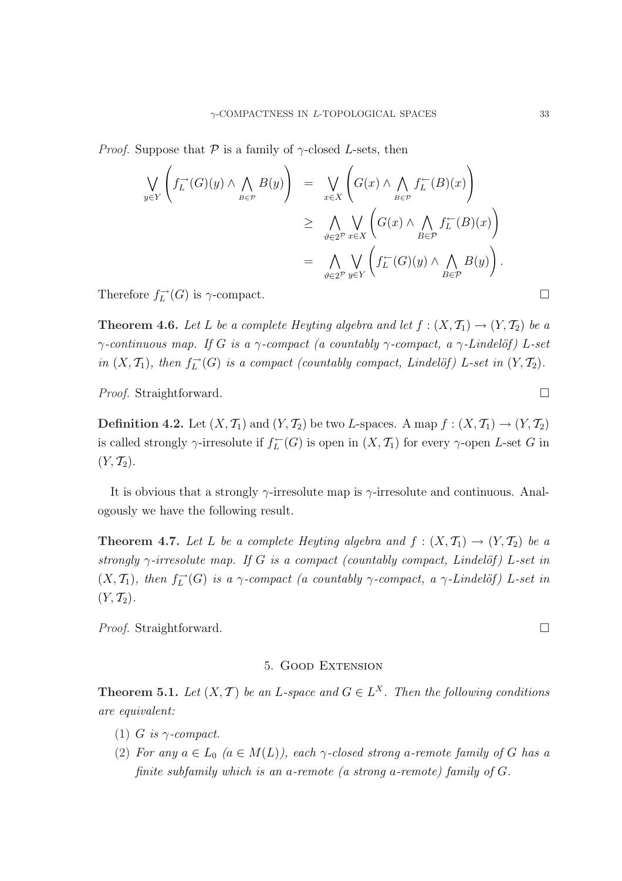*Proof.* Suppose that $\mathcal{P}$ is a family of $\gamma$-closed $L$-sets, then

$$
\begin{aligned}
\bigvee_{y\in Y}\left(f_L^{\rightarrow}(G)(y)\wedge\bigwedge_{B\in\mathcal{P}}B(y)\right) &= \bigvee_{x\in X}\left(G(x)\wedge\bigwedge_{B\in\mathcal{P}}f_L^{\leftarrow}(B)(x)\right)\\
&\geq \bigwedge_{\vartheta\in 2^{\mathcal{P}}}\bigvee_{x\in X}\left(G(x)\wedge\bigwedge_{B\in\mathcal{P}}f_L^{\leftarrow}(B)(x)\right)\\
&= \bigwedge_{\vartheta\in 2^{\mathcal{P}}}\bigvee_{y\in Y}\left(f_L^{\leftarrow}(G)(y)\wedge\bigwedge_{B\in\mathcal{P}}B(y)\right).
\end{aligned}
$$

Therefore $f_L^{\rightarrow}(G)$ is $\gamma$-compact. □

**Theorem 4.6.** *Let $L$ be a complete Heyting algebra and let $f:(X,\mathcal{T}_1)\to(Y,\mathcal{T}_2)$ be a $\gamma$-continuous map. If $G$ is a $\gamma$-compact (countably $\gamma$-compact, a $\gamma$-Lindelöf) $L$-set in $(X,\mathcal{T}_1)$, then $f_L^{\rightarrow}(G)$ is a compact (countably compact, Lindelöf) $L$-set in $(Y,\mathcal{T}_2)$.*

*Proof.* Straightforward. □

**Definition 4.2.** Let $(X,\mathcal{T}_1)$ and $(Y,\mathcal{T}_2)$ be two $L$-spaces. A map $f:(X,\mathcal{T}_1)\to(Y,\mathcal{T}_2)$ is called strongly $\gamma$-irresolute if $f_L^{\leftarrow}(G)$ is open in $(X,\mathcal{T}_1)$ for every $\gamma$-open $L$-set $G$ in $(Y,\mathcal{T}_2)$.

It is obvious that a strongly $\gamma$-irresolute map is $\gamma$-irresolute and continuous. Analogously we have the following result.

**Theorem 4.7.** *Let $L$ be a complete Heyting algebra and $f:(X,\mathcal{T}_1)\to(Y,\mathcal{T}_2)$ be a strongly $\gamma$-irresolute map. If $G$ is a compact (countably compact, Lindelöf) $L$-set in $(X,\mathcal{T}_1)$, then $f_L^{\rightarrow}(G)$ is a $\gamma$-compact (a countably $\gamma$-compact, a $\gamma$-Lindelöf) $L$-set in $(Y,\mathcal{T}_2)$.*

*Proof.* Straightforward. □

## 5. Good Extension

**Theorem 5.1.** *Let $(X,\mathcal{T})$ be an $L$-space and $G\in L^X$. Then the following conditions are equivalent:*

1. *$G$ is $\gamma$-compact.*
2. *For any $a\in L_0$ ($a\in M(L)$), each $\gamma$-closed strong $a$-remote family of $G$ has a finite subfamily which is an $a$-remote (a strong $a$-remote) family of $G$.*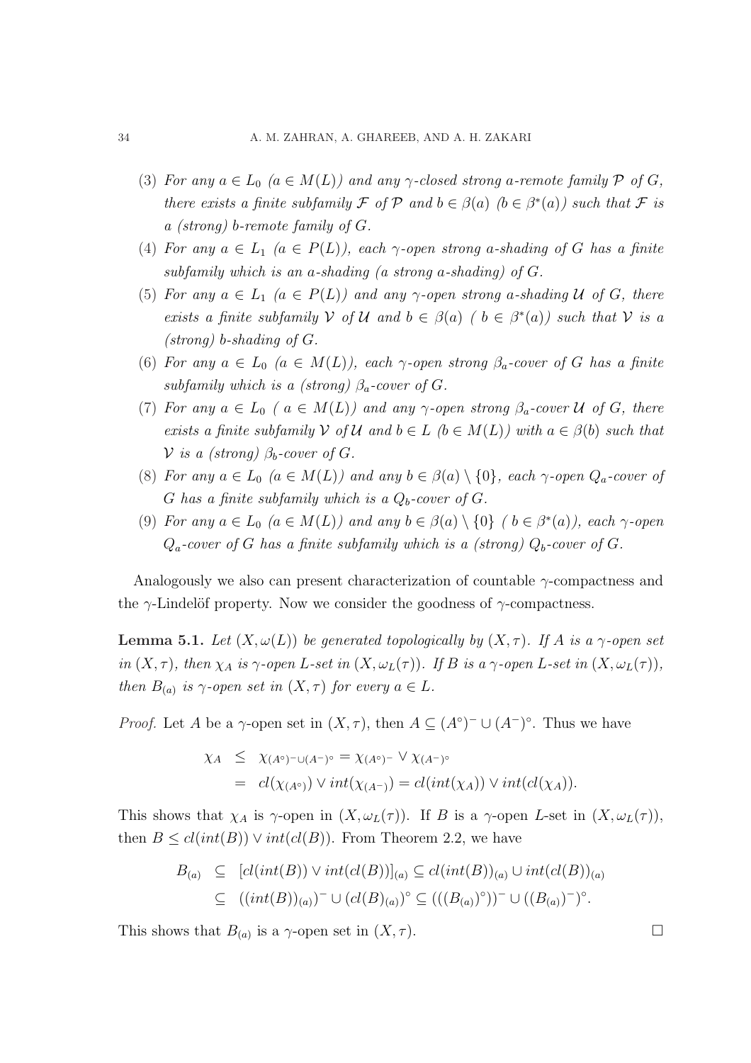(3) *For any* $a \in L_0$ *(*$a \in M(L)$*) and any* $\gamma$*-closed strong* $a$*-remote family* $\mathcal{P}$ *of* $G$*, there exists a finite subfamily* $\mathcal{F}$ *of* $\mathcal{P}$ *and* $b \in \beta(a)$ *(*$b \in \beta^*(a)$*) such that* $\mathcal{F}$ *is a (strong)* $b$*-remote family of* $G$*.*

(4) *For any* $a \in L_1$ *(*$a \in P(L)$*), each* $\gamma$*-open strong* $a$*-shading of* $G$ *has a finite subfamily which is an* $a$*-shading (a strong* $a$*-shading) of* $G$*.*

(5) *For any* $a \in L_1$ *(*$a \in P(L)$*) and any* $\gamma$*-open strong* $a$*-shading* $\mathcal{U}$ *of* $G$*, there exists a finite subfamily* $\mathcal{V}$ *of* $\mathcal{U}$ *and* $b \in \beta(a)$ *(* $b \in \beta^*(a)$*) such that* $\mathcal{V}$ *is a (strong)* $b$*-shading of* $G$*.*

(6) *For any* $a \in L_0$ *(*$a \in M(L)$*), each* $\gamma$*-open strong* $\beta_a$*-cover of* $G$ *has a finite subfamily which is a (strong)* $\beta_a$*-cover of* $G$*.*

(7) *For any* $a \in L_0$ *(* $a \in M(L)$*) and any* $\gamma$*-open strong* $\beta_a$*-cover* $\mathcal{U}$ *of* $G$*, there exists a finite subfamily* $\mathcal{V}$ *of* $\mathcal{U}$ *and* $b \in L$ *(*$b \in M(L)$*) with* $a \in \beta(b)$ *such that* $\mathcal{V}$ *is a (strong)* $\beta_b$*-cover of* $G$*.*

(8) *For any* $a \in L_0$ *(*$a \in M(L)$*) and any* $b \in \beta(a) \setminus \{0\}$*, each* $\gamma$*-open* $Q_a$*-cover of* $G$ *has a finite subfamily which is a* $Q_b$*-cover of* $G$*.*

(9) *For any* $a \in L_0$ *(*$a \in M(L)$*) and any* $b \in \beta(a) \setminus \{0\}$ *(* $b \in \beta^*(a)$*), each* $\gamma$*-open* $Q_a$*-cover of* $G$ *has a finite subfamily which is a (strong)* $Q_b$*-cover of* $G$*.*

Analogously we also can present characterization of countable $\gamma$-compactness and the $\gamma$-Lindelöf property. Now we consider the goodness of $\gamma$-compactness.

**Lemma 5.1.** *Let* $(X, \omega(L))$ *be generated topologically by* $(X, \tau)$*. If* $A$ *is a* $\gamma$*-open set in* $(X, \tau)$*, then* $\chi_A$ *is* $\gamma$*-open* $L$*-set in* $(X, \omega_L(\tau))$*. If* $B$ *is a* $\gamma$*-open* $L$*-set in* $(X, \omega_L(\tau))$*, then* $B_{(a)}$ *is* $\gamma$*-open set in* $(X, \tau)$ *for every* $a \in L$*.*

*Proof.* Let $A$ be a $\gamma$-open set in $(X, \tau)$, then $A \subseteq (A^\circ)^- \cup (A^-)^\circ$. Thus we have

$$\begin{aligned} \chi_A &\leq \chi_{(A^\circ)^- \cup (A^-)^\circ} = \chi_{(A^\circ)^-} \vee \chi_{(A^-)^\circ} \\ &= cl(\chi_{(A^\circ)}) \vee int(\chi_{(A^-)}) = cl(int(\chi_A)) \vee int(cl(\chi_A)). \end{aligned}$$

This shows that $\chi_A$ is $\gamma$-open in $(X, \omega_L(\tau))$. If $B$ is a $\gamma$-open $L$-set in $(X, \omega_L(\tau))$, then $B \leq cl(int(B)) \vee int(cl(B))$. From Theorem 2.2, we have

$$\begin{aligned} B_{(a)} &\subseteq [cl(int(B)) \vee int(cl(B))]_{(a)} \subseteq cl(int(B))_{(a)} \cup int(cl(B))_{(a)} \\ &\subseteq ((int(B))_{(a)})^- \cup (cl(B)_{(a)})^\circ \subseteq (((B_{(a)})^\circ))^- \cup ((B_{(a)})^-)^\circ. \end{aligned}$$

This shows that $B_{(a)}$ is a $\gamma$-open set in $(X, \tau)$. $\square$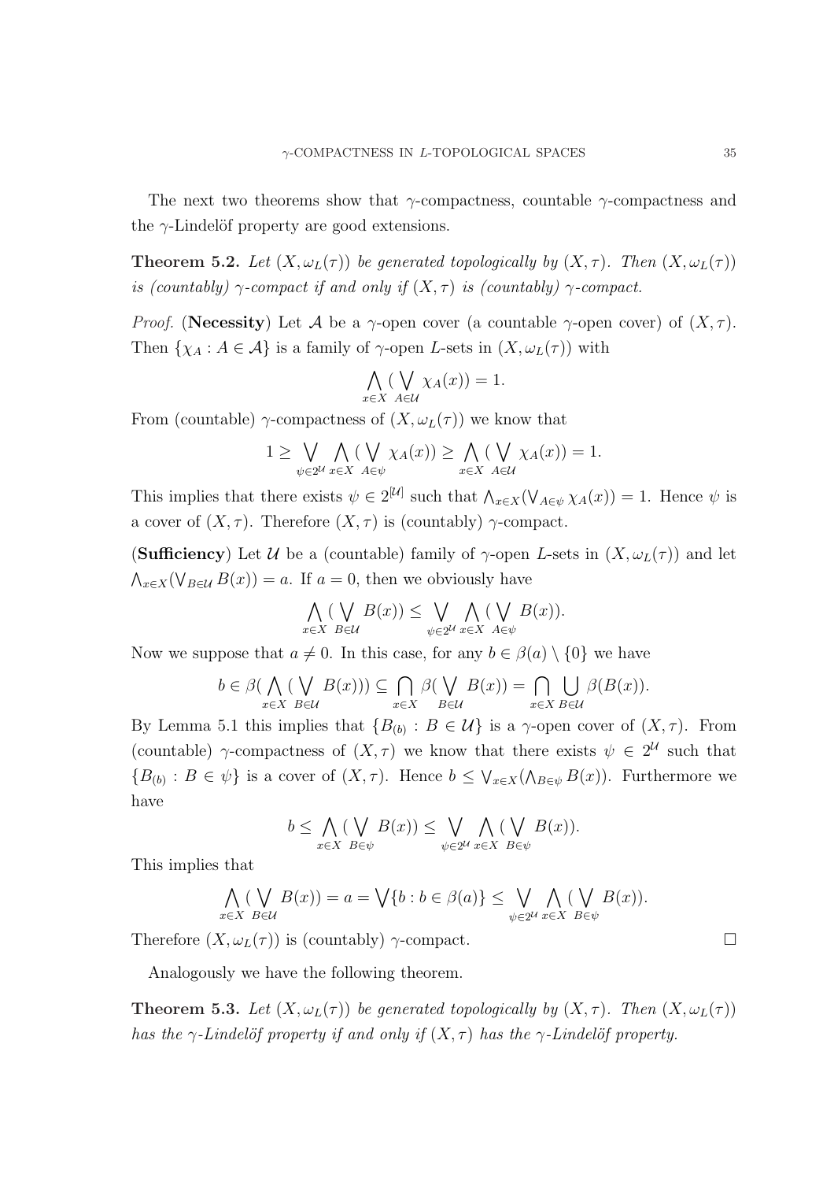The next two theorems show that $\gamma$-compactness, countable $\gamma$-compactness and the $\gamma$-Lindelöf property are good extensions.

**Theorem 5.2.** *Let $(X, \omega_L(\tau))$ be generated topologically by $(X, \tau)$. Then $(X, \omega_L(\tau))$ is (countably) $\gamma$-compact if and only if $(X, \tau)$ is (countably) $\gamma$-compact.*

*Proof.* (**Necessity**) Let $\mathcal{A}$ be a $\gamma$-open cover (a countable $\gamma$-open cover) of $(X, \tau)$. Then $\{\chi_A : A \in \mathcal{A}\}$ is a family of $\gamma$-open $L$-sets in $(X, \omega_L(\tau))$ with

$$\bigwedge_{x\in X}(\bigvee_{A\in\mathcal{U}}\chi_A(x)) = 1.$$

From (countable) $\gamma$-compactness of $(X, \omega_L(\tau))$ we know that

$$1 \geq \bigvee_{\psi\in 2^{\mathcal{U}}}\bigwedge_{x\in X}(\bigvee_{A\in\psi}\chi_A(x)) \geq \bigwedge_{x\in X}(\bigvee_{A\in\mathcal{U}}\chi_A(x)) = 1.$$

This implies that there exists $\psi \in 2^{[\mathcal{U}]}$ such that $\bigwedge_{x\in X}(\bigvee_{A\in\psi}\chi_A(x)) = 1$. Hence $\psi$ is a cover of $(X, \tau)$. Therefore $(X, \tau)$ is (countably) $\gamma$-compact.

(**Sufficiency**) Let $\mathcal{U}$ be a (countable) family of $\gamma$-open $L$-sets in $(X, \omega_L(\tau))$ and let $\bigwedge_{x\in X}(\bigvee_{B\in\mathcal{U}} B(x)) = a$. If $a = 0$, then we obviously have

$$\bigwedge_{x\in X}(\bigvee_{B\in\mathcal{U}}B(x)) \leq \bigvee_{\psi\in 2^{\mathcal{U}}}\bigwedge_{x\in X}(\bigvee_{A\in\psi}B(x)).$$

Now we suppose that $a \neq 0$. In this case, for any $b \in \beta(a) \setminus \{0\}$ we have

$$b \in \beta(\bigwedge_{x\in X}(\bigvee_{B\in\mathcal{U}}B(x))) \subseteq \bigcap_{x\in X}\beta(\bigvee_{B\in\mathcal{U}}B(x)) = \bigcap_{x\in X}\bigcup_{B\in\mathcal{U}}\beta(B(x)).$$

By Lemma 5.1 this implies that $\{B_{(b)} : B \in \mathcal{U}\}$ is a $\gamma$-open cover of $(X, \tau)$. From (countable) $\gamma$-compactness of $(X, \tau)$ we know that there exists $\psi \in 2^{\mathcal{U}}$ such that $\{B_{(b)} : B \in \psi\}$ is a cover of $(X, \tau)$. Hence $b \leq \bigvee_{x\in X}(\bigwedge_{B\in\psi} B(x))$. Furthermore we have

$$b \leq \bigwedge_{x\in X}(\bigvee_{B\in\psi}B(x)) \leq \bigvee_{\psi\in 2^{\mathcal{U}}}\bigwedge_{x\in X}(\bigvee_{B\in\psi}B(x)).$$

This implies that

$$\bigwedge_{x\in X}(\bigvee_{B\in\mathcal{U}}B(x)) = a = \bigvee\{b : b \in \beta(a)\} \leq \bigvee_{\psi 2^{\mathcal{U}}}\bigwedge_{x\in X}(\bigvee_{B\in\psi}B(x)).$$

Therefore $(X, \omega_L(\tau))$ is (countably) $\gamma$-compact. $\square$

Analogously we have the following theorem.

**Theorem 5.3.** *Let $(X, \omega_L(\tau))$ be generated topologically by $(X, \tau)$. Then $(X, \omega_L(\tau))$ has the $\gamma$-Lindelöf property if and only if $(X, \tau)$ has the $\gamma$-Lindelöf property.*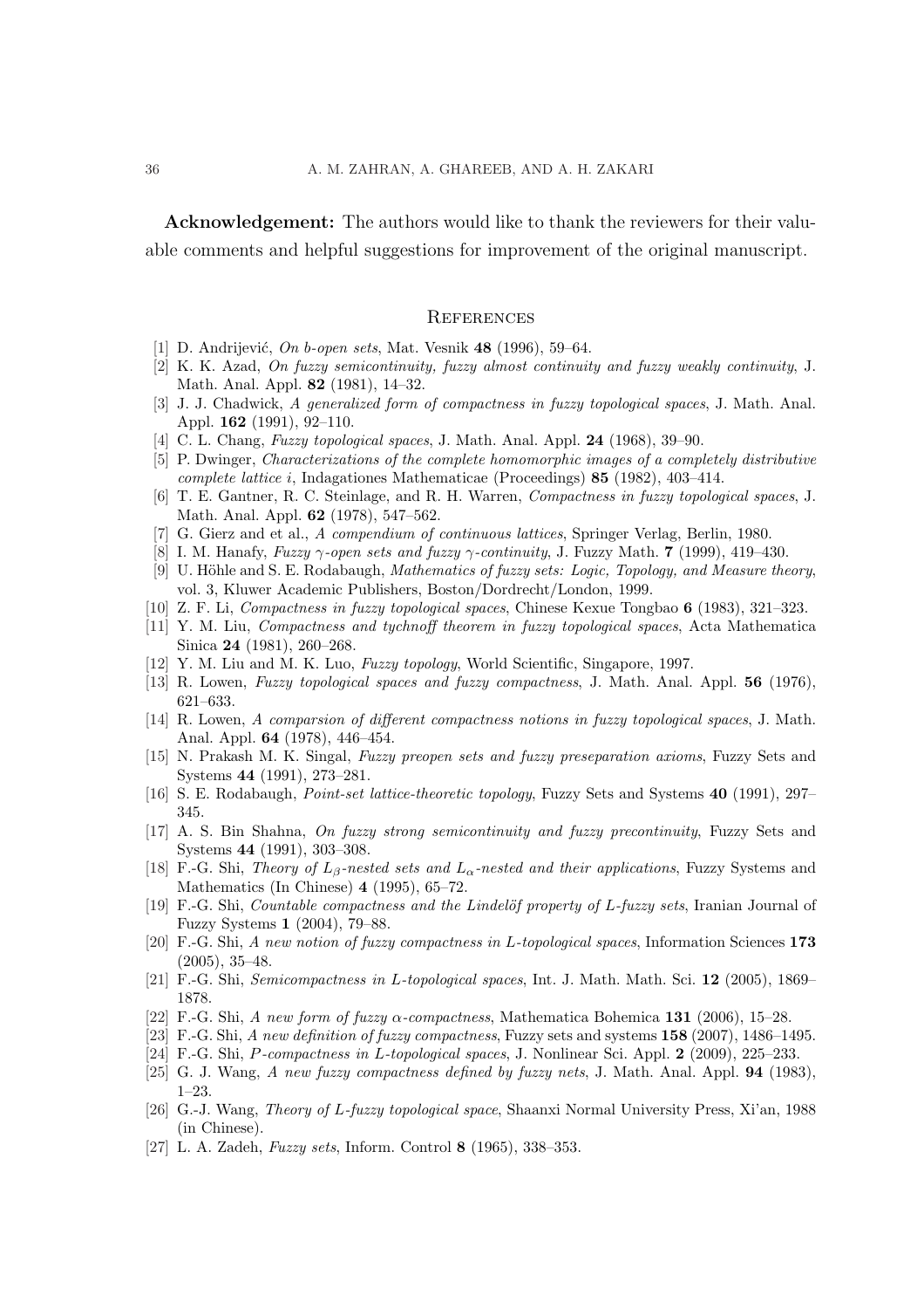**Acknowledgement:** The authors would like to thank the reviewers for their valuable comments and helpful suggestions for improvement of the original manuscript.

## References

[1] D. Andrijević, *On b-open sets*, Mat. Vesnik **48** (1996), 59–64.

[2] K. K. Azad, *On fuzzy semicontinuity, fuzzy almost continuity and fuzzy weakly continuity*, J. Math. Anal. Appl. **82** (1981), 14–32.

[3] J. J. Chadwick, *A generalized form of compactness in fuzzy topological spaces*, J. Math. Anal. Appl. **162** (1991), 92–110.

[4] C. L. Chang, *Fuzzy topological spaces*, J. Math. Anal. Appl. **24** (1968), 39–90.

[5] P. Dwinger, *Characterizations of the complete homomorphic images of a completely distributive complete lattice i*, Indagationes Mathematicae (Proceedings) **85** (1982), 403–414.

[6] T. E. Gantner, R. C. Steinlage, and R. H. Warren, *Compactness in fuzzy topological spaces*, J. Math. Anal. Appl. **62** (1978), 547–562.

[7] G. Gierz and et al., *A compendium of continuous lattices*, Springer Verlag, Berlin, 1980.

[8] I. M. Hanafy, *Fuzzy $\gamma$-open sets and fuzzy $\gamma$-continuity*, J. Fuzzy Math. **7** (1999), 419–430.

[9] U. Höhle and S. E. Rodabaugh, *Mathematics of fuzzy sets: Logic, Topology, and Measure theory*, vol. 3, Kluwer Academic Publishers, Boston/Dordrecht/London, 1999.

[10] Z. F. Li, *Compactness in fuzzy topological spaces*, Chinese Kexue Tongbao **6** (1983), 321–323.

[11] Y. M. Liu, *Compactness and tychnoff theorem in fuzzy topological spaces*, Acta Mathematica Sinica **24** (1981), 260–268.

[12] Y. M. Liu and M. K. Luo, *Fuzzy topology*, World Scientific, Singapore, 1997.

[13] R. Lowen, *Fuzzy topological spaces and fuzzy compactness*, J. Math. Anal. Appl. **56** (1976), 621–633.

[14] R. Lowen, *A comparsion of different compactness notions in fuzzy topological spaces*, J. Math. Anal. Appl. **64** (1978), 446–454.

[15] N. Prakash M. K. Singal, *Fuzzy preopen sets and fuzzy preseparation axioms*, Fuzzy Sets and Systems **44** (1991), 273–281.

[16] S. E. Rodabaugh, *Point-set lattice-theoretic topology*, Fuzzy Sets and Systems **40** (1991), 297–345.

[17] A. S. Bin Shahna, *On fuzzy strong semicontinuity and fuzzy precontinuity*, Fuzzy Sets and Systems **44** (1991), 303–308.

[18] F.-G. Shi, *Theory of $L_\beta$-nested sets and $L_\alpha$-nested and their applications*, Fuzzy Systems and Mathematics (In Chinese) **4** (1995), 65–72.

[19] F.-G. Shi, *Countable compactness and the Lindelöf property of L-fuzzy sets*, Iranian Journal of Fuzzy Systems **1** (2004), 79–88.

[20] F.-G. Shi, *A new notion of fuzzy compactness in L-topological spaces*, Information Sciences **173** (2005), 35–48.

[21] F.-G. Shi, *Semicompactness in L-topological spaces*, Int. J. Math. Math. Sci. **12** (2005), 1869–1878.

[22] F.-G. Shi, *A new form of fuzzy $\alpha$-compactness*, Mathematica Bohemica **131** (2006), 15–28.

[23] F.-G. Shi, *A new definition of fuzzy compactness*, Fuzzy sets and systems **158** (2007), 1486–1495.

[24] F.-G. Shi, *P-compactness in L-topological spaces*, J. Nonlinear Sci. Appl. **2** (2009), 225–233.

[25] G. J. Wang, *A new fuzzy compactness defined by fuzzy nets*, J. Math. Anal. Appl. **94** (1983), 1–23.

[26] G.-J. Wang, *Theory of L-fuzzy topological space*, Shaanxi Normal University Press, Xi'an, 1988 (in Chinese).

[27] L. A. Zadeh, *Fuzzy sets*, Inform. Control **8** (1965), 338–353.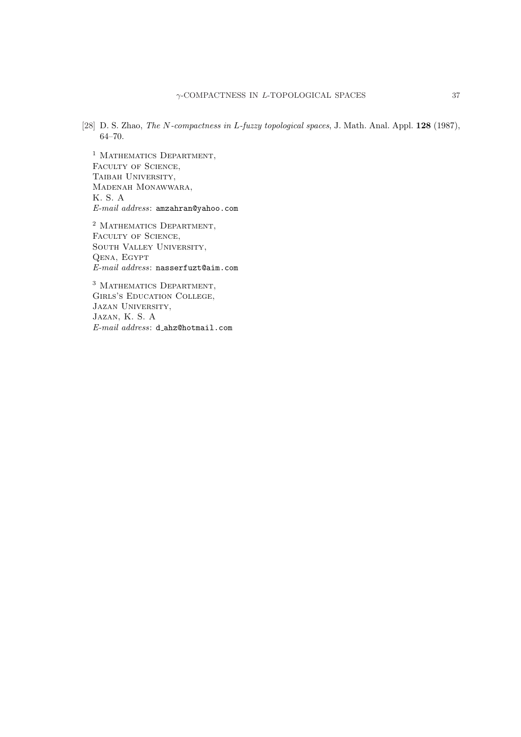[28] D. S. Zhao, *The N-compactness in L-fuzzy topological spaces*, J. Math. Anal. Appl. **128** (1987), 64–70.

[1] Mathematics Department,
Faculty of Science,
Taibah University,
Madenah Monawwara,
K. S. A
*E-mail address*: amzahran@yahoo.com

[2] Mathematics Department,
Faculty of Science,
South Valley University,
Qena, Egypt
*E-mail address*: nasserfuzt@aim.com

[3] Mathematics Department,
Girls's Education College,
Jazan University,
Jazan, K. S. A
*E-mail address*: d_ahz@hotmail.com